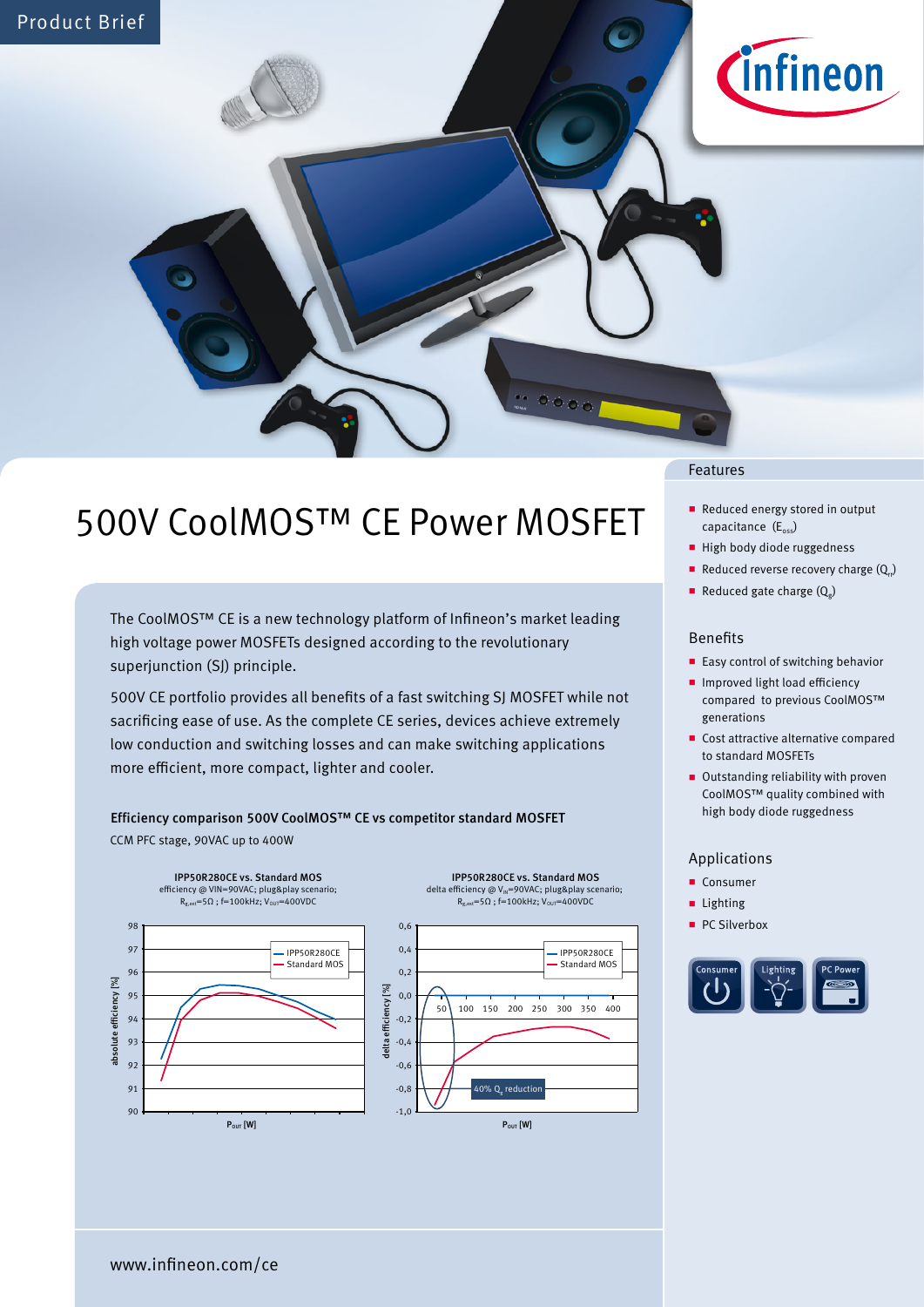Product Brief

# 500V CoolMOS™ CE Power MOSFET

The CoolMOS™ CE is a new technology platform of Infineon's market leading high voltage power MOSFETs designed according to the revolutionary superjunction (SJ) principle.

500V CE portfolio provides all benefits of a fast switching SJ MOSFET while not sacrificing ease of use. As the complete CE series, devices achieve extremely low conduction and switching losses and can make switching applications more efficient, more compact, lighter and cooler.

**Efficiency comparison 500V CoolMOS™ CE vs competitor standard MOSFET**

CCM PFC stage, 90VAC up to 400W

**IPP50R280CE vs. Standard MOS**
efficiency @ VIN=90VAC; plug&play scenario; $R_{g,ext}$=5Ω ; f=100kHz; $V_{OUT}$=400VDC

**IPP50R280CE vs. Standard MOS**
delta efficiency @ $V_{IN}$=90VAC; plug&play scenario; $R_{g,ext}$=5Ω ; f=100kHz; $V_{OUT}$=400VDC

40% $Q_g$ reduction

## Features

- Reduced energy stored in output capacitance ($E_{oss}$)
- High body diode ruggedness
- Reduced reverse recovery charge ($Q_{rr}$)
- Reduced gate charge ($Q_g$)

## Benefits

- Easy control of switching behavior
- Improved light load efficiency compared to previous CoolMOS™ generations
- Cost attractive alternative compared to standard MOSFETs
- Outstanding reliability with proven CoolMOS™ quality combined with high body diode ruggedness

## Applications

- Consumer
- Lighting
- PC Silverbox

www.infineon.com/ce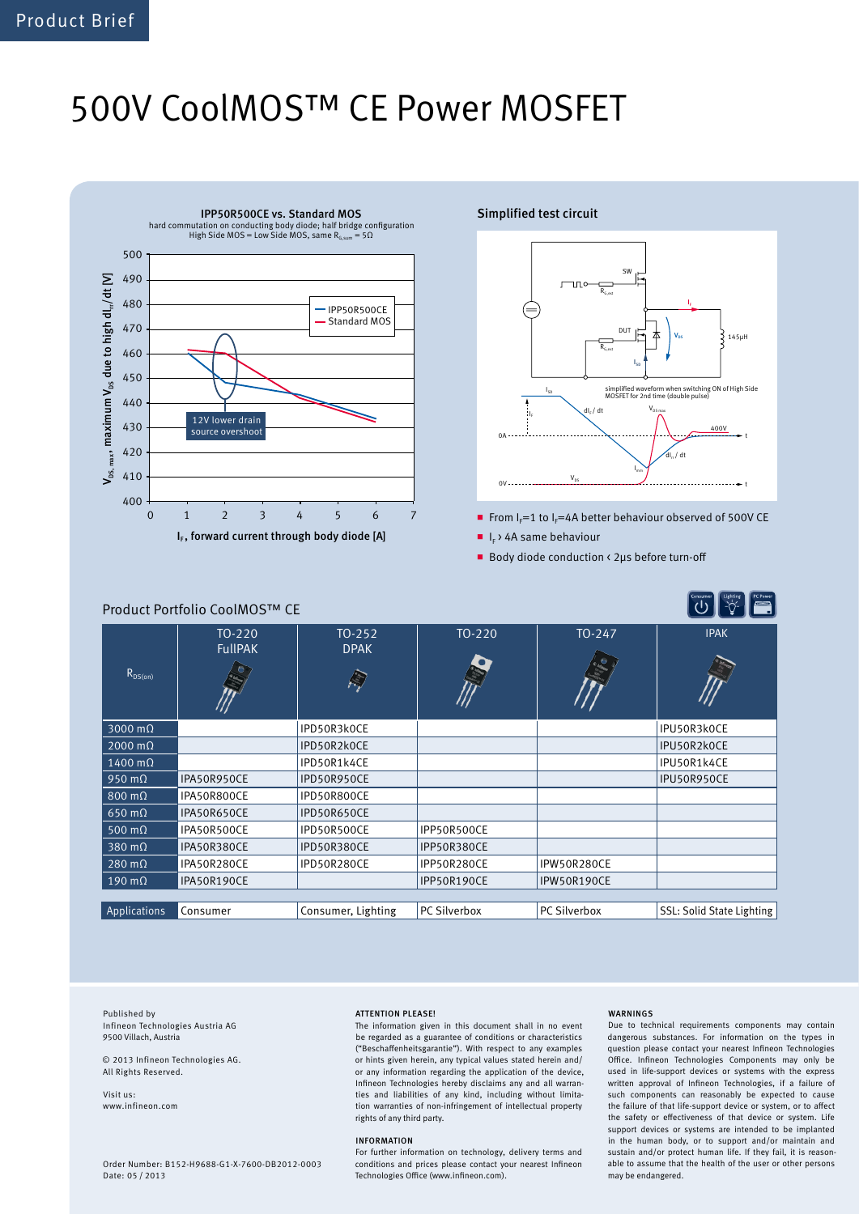Product Brief

# 500V CoolMOS™ CE Power MOSFET

**IPP50R500CE vs. Standard MOS**

hard commutation on conducting body diode; half bridge configuration
High Side MOS = Low Side MOS, same $R_{G,sum}$ = 5Ω

$V_{DS, max}$, maximum $V_{DS}$ due to high $dI_F/dt$ [V]

500
490
480
470
460
450
440
430
420
410
400

0 1 2 3 4 5 6 7

$I_F$, forward current through body diode [A]

IPP50R500CE
Standard MOS

12V lower drain source overshoot

**Simplified test circuit**

SW
$R_{G,ext}$
DUT
$R_{G,ext}$
$I_F$
$V_{DS}$
$I_{SD}$
145µH

simplified waveform when switching ON of High Side MOSFET for 2nd time (double pulse)

$I_{SD}$
$I_F$
$dI_F/dt$
$V_{DS max}$
400V
0A
t
$dI_{rr}/dt$
$I_{rrm}$
$V_{DS}$
0V
t

- From $I_F$=1 to $I_F$=4A better behaviour observed of 500V CE
- $I_F$ > 4A same behaviour
- Body diode conduction < 2µs before turn-off

## Product Portfolio CoolMOS™ CE

Consumer | Lighting | PC Power

| $R_{DS(on)}$ | TO-220 FullPAK | TO-252 DPAK | TO-220 | TO-247 | IPAK |
|---|---|---|---|---|---|
| 3000 mΩ | | IPD50R3k0CE | | | IPU50R3k0CE |
| 2000 mΩ | | IPD50R2k0CE | | | IPU50R2k0CE |
| 1400 mΩ | | IPD50R1k4CE | | | IPU50R1k4CE |
| 950 mΩ | IPA50R950CE | IPD50R950CE | | | IPU50R950CE |
| 800 mΩ | IPA50R800CE | IPD50R800CE | | | |
| 650 mΩ | IPA50R650CE | IPD50R650CE | | | |
| 500 mΩ | IPA50R500CE | IPD50R500CE | IPP50R500CE | | |
| 380 mΩ | IPA50R380CE | IPD50R380CE | IPP50R380CE | | |
| 280 mΩ | IPA50R280CE | IPD50R280CE | IPP50R280CE | IPW50R280CE | |
| 190 mΩ | IPA50R190CE | | IPP50R190CE | IPW50R190CE | |
| Applications | Consumer | Consumer, Lighting | PC Silverbox | PC Silverbox | SSL: Solid State Lighting |

Published by
Infineon Technologies Austria AG
9500 Villach, Austria

© 2013 Infineon Technologies AG.
All Rights Reserved.

Visit us:
www.infineon.com

Order Number: B152-H9688-G1-X-7600-DB2012-0003
Date: 05 / 2013

**ATTENTION PLEASE!**

The information given in this document shall in no event be regarded as a guarantee of conditions or characteristics ("Beschaffenheitsgarantie"). With respect to any examples or hints given herein, any typical values stated herein and/or any information regarding the application of the device, Infineon Technologies hereby disclaims any and all warranties and liabilities of any kind, including without limitation warranties of non-infringement of intellectual property rights of any third party.

**INFORMATION**

For further information on technology, delivery terms and conditions and prices please contact your nearest Infineon Technologies Office (www.infineon.com).

**WARNINGS**

Due to technical requirements components may contain dangerous substances. For information on the types in question please contact your nearest Infineon Technologies Office. Infineon Technologies Components may only be used in life-support devices or systems with the express written approval of Infineon Technologies, if a failure of such components can reasonably be expected to cause the failure of that life-support device or system, or to affect the safety or effectiveness of that device or system. Life support devices or systems are intended to be implanted in the human body, or to support and/or maintain and sustain and/or protect human life. If they fail, it is reasonable to assume that the health of the user or other persons may be endangered.